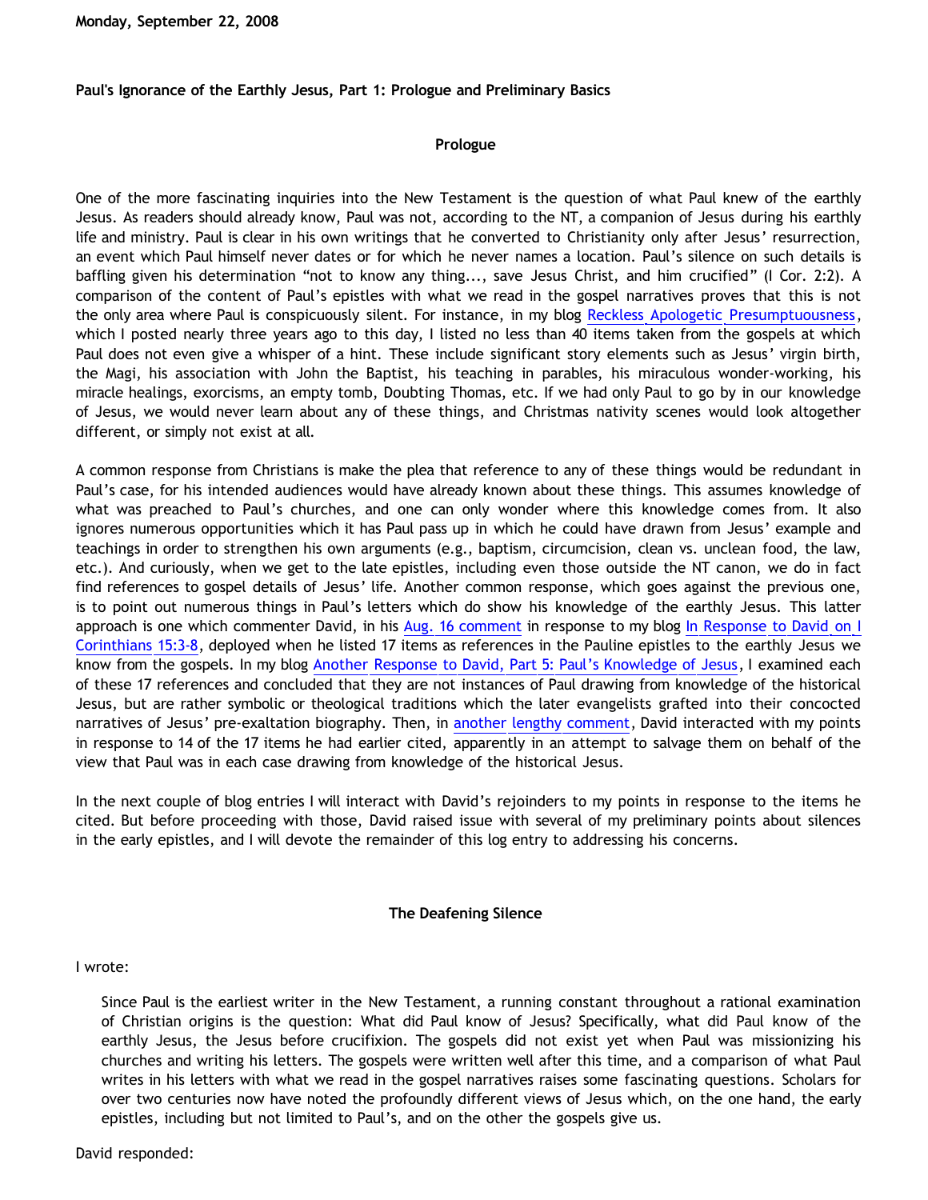Monday, September 22, 2008

## Paul's Ignorance of the Earthly Jesus, Part 1: Prologue and Preliminary Basics

### Prologue

One of the more fascinating inquiries into the New Testament is the question of what Paul knew of the earthly Jesus. As readers should already know, Paul was not, according to the NT, a companion of Jesus during his earthly life and ministry. Paul is clear in his own writings that he converted to Christianity only after Jesus' resurrection, an event which Paul himself never dates or for which he never names a location. Paul's silence on such details is baffling given his determination "not to know any thing..., save Jesus Christ, and him crucified" (I Cor. 2:2). A comparison of the content of Paul's epistles with what we read in the gospel narratives proves that this is not the only area where Paul is conspicuously silent. For instance, in my blog Reckless Apologetic Presumptuousness, which I posted nearly three years ago to this day, I listed no less than 40 items taken from the gospels at which Paul does not even give a whisper of a hint. These include significant story elements such as Jesus' virgin birth, the Magi, his association with John the Baptist, his teaching in parables, his miraculous wonder-working, his miracle healings, exorcisms, an empty tomb, Doubting Thomas, etc. If we had only Paul to go by in our knowledge of Jesus, we would never learn about any of these things, and Christmas nativity scenes would look altogether different, or simply not exist at all.

A common response from Christians is make the plea that reference to any of these things would be redundant in Paul's case, for his intended audiences would have already known about these things. This assumes knowledge of what was preached to Paul's churches, and one can only wonder where this knowledge comes from. It also ignores numerous opportunities which it has Paul pass up in which he could have drawn from Jesus' example and teachings in order to strengthen his own arguments (e.g., baptism, circumcision, clean vs. unclean food, the law, etc.). And curiously, when we get to the late epistles, including even those outside the NT canon, we do in fact find references to gospel details of Jesus' life. Another common response, which goes against the previous one, is to point out numerous things in Paul's letters which do show his knowledge of the earthly Jesus. This latter approach is one which commenter David, in his Aug. 16 comment in response to my blog In Response to David on I Corinthians 15:3-8, deployed when he listed 17 items as references in the Pauline epistles to the earthly Jesus we know from the gospels. In my blog Another Response to David, Part 5: Paul's Knowledge of Jesus, I examined each of these 17 references and concluded that they are not instances of Paul drawing from knowledge of the historical Jesus, but are rather symbolic or theological traditions which the later evangelists grafted into their concocted narratives of Jesus' pre-exaltation biography. Then, in another lengthy comment, David interacted with my points in response to 14 of the 17 items he had earlier cited, apparently in an attempt to salvage them on behalf of the view that Paul was in each case drawing from knowledge of the historical Jesus.

In the next couple of blog entries I will interact with David's rejoinders to my points in response to the items he cited. But before proceeding with those, David raised issue with several of my preliminary points about silences in the early epistles, and I will devote the remainder of this log entry to addressing his concerns.

### The Deafening Silence

I wrote:

> Since Paul is the earliest writer in the New Testament, a running constant throughout a rational examination of Christian origins is the question: What did Paul know of Jesus? Specifically, what did Paul know of the earthly Jesus, the Jesus before crucifixion. The gospels did not exist yet when Paul was missionizing his churches and writing his letters. The gospels were written well after this time, and a comparison of what Paul writes in his letters with what we read in the gospel narratives raises some fascinating questions. Scholars for over two centuries now have noted the profoundly different views of Jesus which, on the one hand, the early epistles, including but not limited to Paul's, and on the other the gospels give us.

David responded: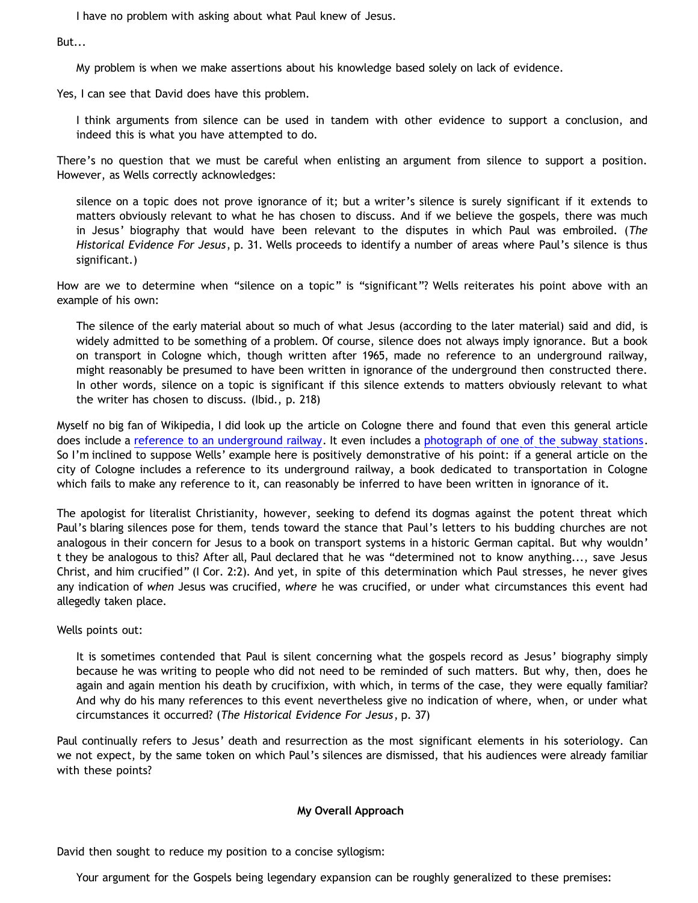> I have no problem with asking about what Paul knew of Jesus.

But...

> My problem is when we make assertions about his knowledge based solely on lack of evidence.

Yes, I can see that David does have this problem.

> I think arguments from silence can be used in tandem with other evidence to support a conclusion, and indeed this is what you have attempted to do.

There's no question that we must be careful when enlisting an argument from silence to support a position. However, as Wells correctly acknowledges:

> silence on a topic does not prove ignorance of it; but a writer's silence is surely significant if it extends to matters obviously relevant to what he has chosen to discuss. And if we believe the gospels, there was much in Jesus' biography that would have been relevant to the disputes in which Paul was embroiled. (*The Historical Evidence For Jesus*, p. 31. Wells proceeds to identify a number of areas where Paul's silence is thus significant.)

How are we to determine when "silence on a topic" is "significant"? Wells reiterates his point above with an example of his own:

> The silence of the early material about so much of what Jesus (according to the later material) said and did, is widely admitted to be something of a problem. Of course, silence does not always imply ignorance. But a book on transport in Cologne which, though written after 1965, made no reference to an underground railway, might reasonably be presumed to have been written in ignorance of the underground then constructed there. In other words, silence on a topic is significant if this silence extends to matters obviously relevant to what the writer has chosen to discuss. (Ibid., p. 218)

Myself no big fan of Wikipedia, I did look up the article on Cologne there and found that even this general article does include a reference to an underground railway. It even includes a photograph of one of the subway stations. So I'm inclined to suppose Wells' example here is positively demonstrative of his point: if a general article on the city of Cologne includes a reference to its underground railway, a book dedicated to transportation in Cologne which fails to make any reference to it, can reasonably be inferred to have been written in ignorance of it.

The apologist for literalist Christianity, however, seeking to defend its dogmas against the potent threat which Paul's blaring silences pose for them, tends toward the stance that Paul's letters to his budding churches are not analogous in their concern for Jesus to a book on transport systems in a historic German capital. But why wouldn't they be analogous to this? After all, Paul declared that he was "determined not to know anything..., save Jesus Christ, and him crucified" (I Cor. 2:2). And yet, in spite of this determination which Paul stresses, he never gives any indication of *when* Jesus was crucified, *where* he was crucified, or under what circumstances this event had allegedly taken place.

Wells points out:

> It is sometimes contended that Paul is silent concerning what the gospels record as Jesus' biography simply because he was writing to people who did not need to be reminded of such matters. But why, then, does he again and again mention his death by crucifixion, with which, in terms of the case, they were equally familiar? And why do his many references to this event nevertheless give no indication of where, when, or under what circumstances it occurred? (*The Historical Evidence For Jesus*, p. 37)

Paul continually refers to Jesus' death and resurrection as the most significant elements in his soteriology. Can we not expect, by the same token on which Paul's silences are dismissed, that his audiences were already familiar with these points?

**My Overall Approach**

David then sought to reduce my position to a concise syllogism:

> Your argument for the Gospels being legendary expansion can be roughly generalized to these premises: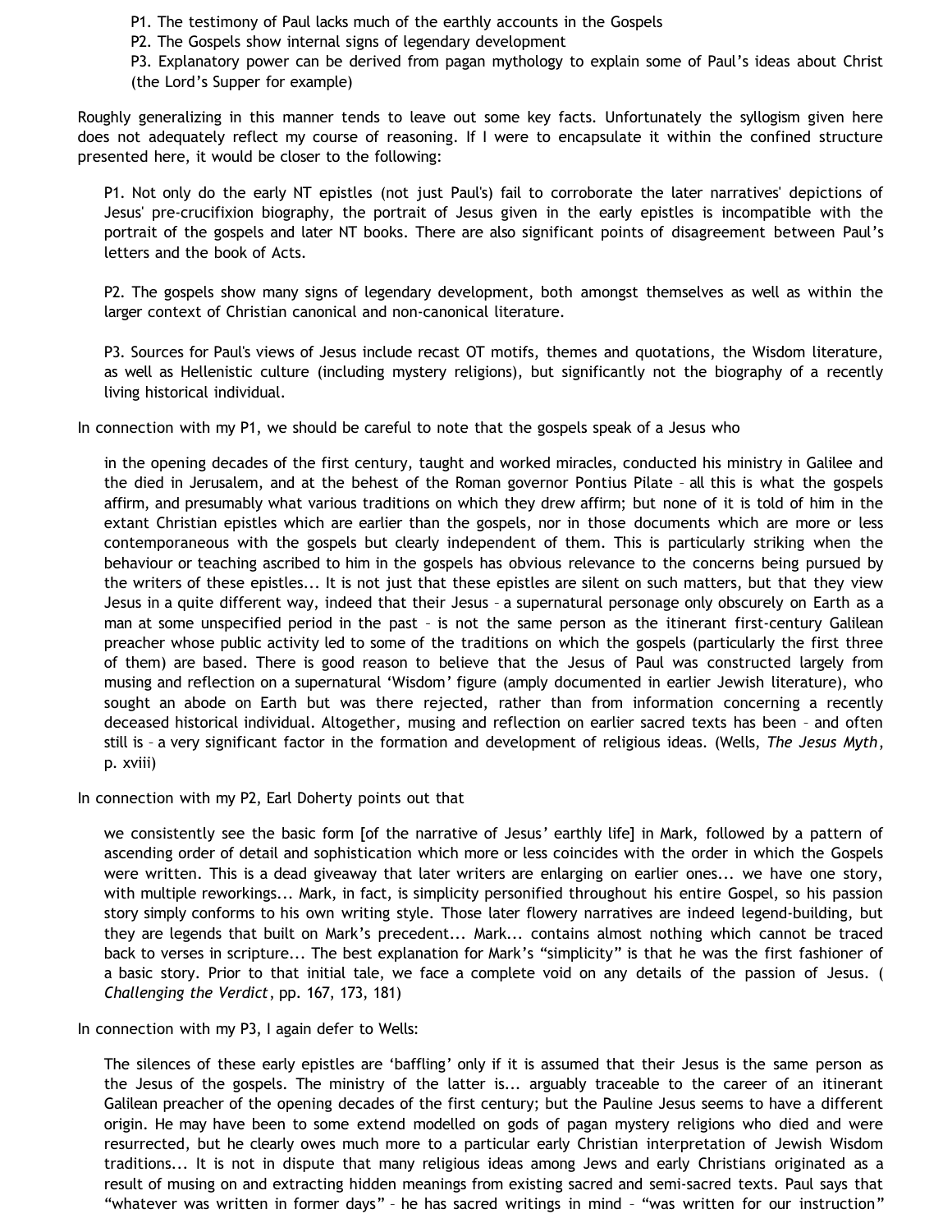P1. The testimony of Paul lacks much of the earthly accounts in the Gospels
P2. The Gospels show internal signs of legendary development
P3. Explanatory power can be derived from pagan mythology to explain some of Paul's ideas about Christ (the Lord's Supper for example)

Roughly generalizing in this manner tends to leave out some key facts. Unfortunately the syllogism given here does not adequately reflect my course of reasoning. If I were to encapsulate it within the confined structure presented here, it would be closer to the following:

> P1. Not only do the early NT epistles (not just Paul's) fail to corroborate the later narratives' depictions of Jesus' pre-crucifixion biography, the portrait of Jesus given in the early epistles is incompatible with the portrait of the gospels and later NT books. There are also significant points of disagreement between Paul's letters and the book of Acts.
>
> P2. The gospels show many signs of legendary development, both amongst themselves as well as within the larger context of Christian canonical and non-canonical literature.
>
> P3. Sources for Paul's views of Jesus include recast OT motifs, themes and quotations, the Wisdom literature, as well as Hellenistic culture (including mystery religions), but significantly not the biography of a recently living historical individual.

In connection with my P1, we should be careful to note that the gospels speak of a Jesus who

> in the opening decades of the first century, taught and worked miracles, conducted his ministry in Galilee and the died in Jerusalem, and at the behest of the Roman governor Pontius Pilate – all this is what the gospels affirm, and presumably what various traditions on which they drew affirm; but none of it is told of him in the extant Christian epistles which are earlier than the gospels, nor in those documents which are more or less contemporaneous with the gospels but clearly independent of them. This is particularly striking when the behaviour or teaching ascribed to him in the gospels has obvious relevance to the concerns being pursued by the writers of these epistles... It is not just that these epistles are silent on such matters, but that they view Jesus in a quite different way, indeed that their Jesus – a supernatural personage only obscurely on Earth as a man at some unspecified period in the past – is not the same person as the itinerant first-century Galilean preacher whose public activity led to some of the traditions on which the gospels (particularly the first three of them) are based. There is good reason to believe that the Jesus of Paul was constructed largely from musing and reflection on a supernatural 'Wisdom' figure (amply documented in earlier Jewish literature), who sought an abode on Earth but was there rejected, rather than from information concerning a recently deceased historical individual. Altogether, musing and reflection on earlier sacred texts has been – and often still is – a very significant factor in the formation and development of religious ideas. (Wells, *The Jesus Myth*, p. xviii)

In connection with my P2, Earl Doherty points out that

> we consistently see the basic form [of the narrative of Jesus' earthly life] in Mark, followed by a pattern of ascending order of detail and sophistication which more or less coincides with the order in which the Gospels were written. This is a dead giveaway that later writers are enlarging on earlier ones... we have one story, with multiple reworkings... Mark, in fact, is simplicity personified throughout his entire Gospel, so his passion story simply conforms to his own writing style. Those later flowery narratives are indeed legend-building, but they are legends that built on Mark's precedent... Mark... contains almost nothing which cannot be traced back to verses in scripture... The best explanation for Mark's "simplicity" is that he was the first fashioner of a basic story. Prior to that initial tale, we face a complete void on any details of the passion of Jesus. (*Challenging the Verdict*, pp. 167, 173, 181)

In connection with my P3, I again defer to Wells:

> The silences of these early epistles are 'baffling' only if it is assumed that their Jesus is the same person as the Jesus of the gospels. The ministry of the latter is... arguably traceable to the career of an itinerant Galilean preacher of the opening decades of the first century; but the Pauline Jesus seems to have a different origin. He may have been to some extend modelled on gods of pagan mystery religions who died and were resurrected, but he clearly owes much more to a particular early Christian interpretation of Jewish Wisdom traditions... It is not in dispute that many religious ideas among Jews and early Christians originated as a result of musing on and extracting hidden meanings from existing sacred and semi-sacred texts. Paul says that "whatever was written in former days" – he has sacred writings in mind – "was written for our instruction"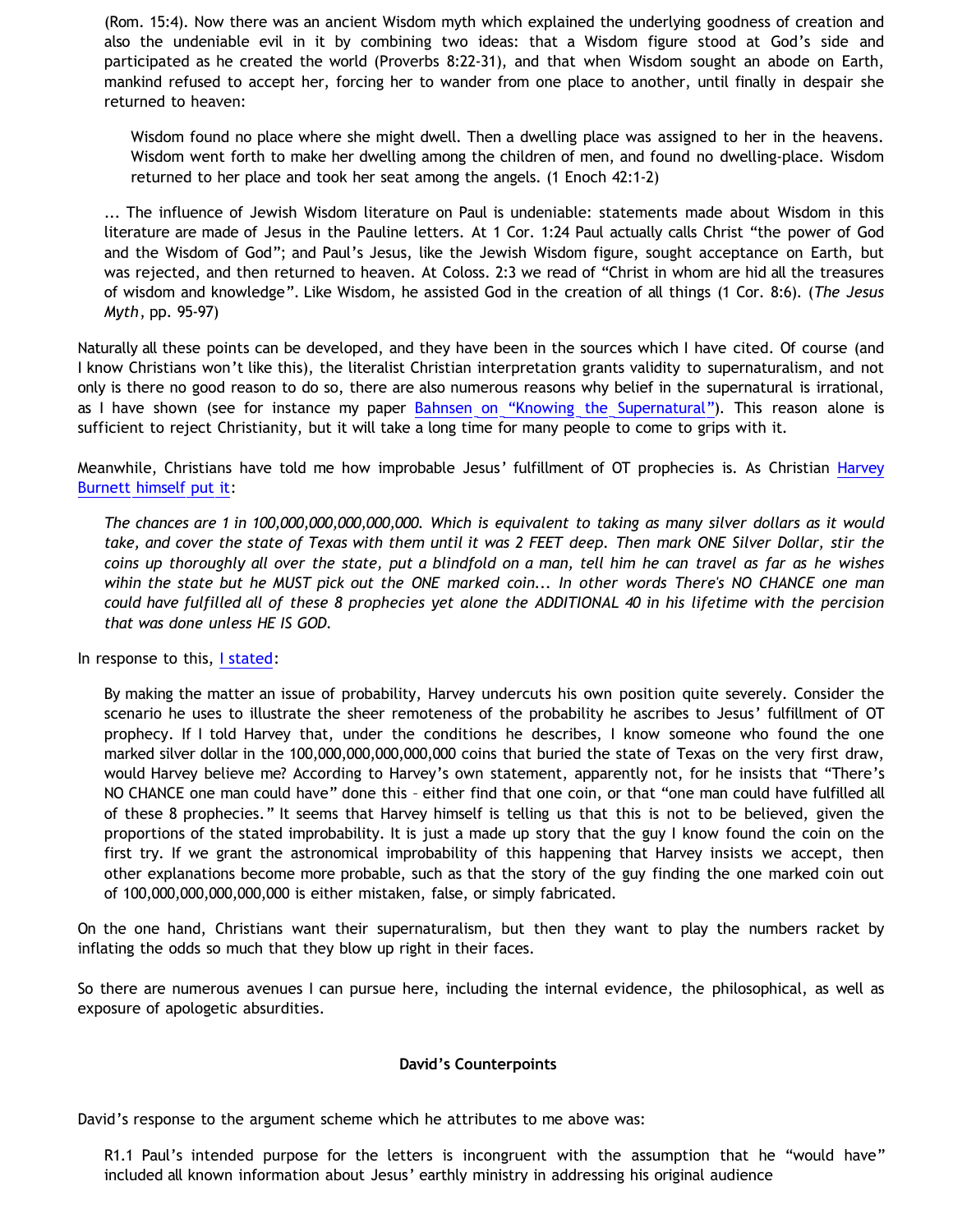(Rom. 15:4). Now there was an ancient Wisdom myth which explained the underlying goodness of creation and also the undeniable evil in it by combining two ideas: that a Wisdom figure stood at God's side and participated as he created the world (Proverbs 8:22-31), and that when Wisdom sought an abode on Earth, mankind refused to accept her, forcing her to wander from one place to another, until finally in despair she returned to heaven:

> Wisdom found no place where she might dwell. Then a dwelling place was assigned to her in the heavens. Wisdom went forth to make her dwelling among the children of men, and found no dwelling-place. Wisdom returned to her place and took her seat among the angels. (1 Enoch 42:1-2)

> ... The influence of Jewish Wisdom literature on Paul is undeniable: statements made about Wisdom in this literature are made of Jesus in the Pauline letters. At 1 Cor. 1:24 Paul actually calls Christ "the power of God and the Wisdom of God"; and Paul's Jesus, like the Jewish Wisdom figure, sought acceptance on Earth, but was rejected, and then returned to heaven. At Coloss. 2:3 we read of "Christ in whom are hid all the treasures of wisdom and knowledge". Like Wisdom, he assisted God in the creation of all things (1 Cor. 8:6). (*The Jesus Myth*, pp. 95-97)

Naturally all these points can be developed, and they have been in the sources which I have cited. Of course (and I know Christians won't like this), the literalist Christian interpretation grants validity to supernaturalism, and not only is there no good reason to do so, there are also numerous reasons why belief in the supernatural is irrational, as I have shown (see for instance my paper Bahnsen on "Knowing the Supernatural"). This reason alone is sufficient to reject Christianity, but it will take a long time for many people to come to grips with it.

Meanwhile, Christians have told me how improbable Jesus' fulfillment of OT prophecies is. As Christian Harvey Burnett himself put it:

> *The chances are 1 in 100,000,000,000,000,000. Which is equivalent to taking as many silver dollars as it would take, and cover the state of Texas with them until it was 2 FEET deep. Then mark ONE Silver Dollar, stir the coins up thoroughly all over the state, put a blindfold on a man, tell him he can travel as far as he wishes wihin the state but he MUST pick out the ONE marked coin... In other words There's NO CHANCE one man could have fulfilled all of these 8 prophecies yet alone the ADDITIONAL 40 in his lifetime with the percision that was done unless HE IS GOD.*

In response to this, I stated:

> By making the matter an issue of probability, Harvey undercuts his own position quite severely. Consider the scenario he uses to illustrate the sheer remoteness of the probability he ascribes to Jesus' fulfillment of OT prophecy. If I told Harvey that, under the conditions he describes, I know someone who found the one marked silver dollar in the 100,000,000,000,000,000 coins that buried the state of Texas on the very first draw, would Harvey believe me? According to Harvey's own statement, apparently not, for he insists that "There's NO CHANCE one man could have" done this – either find that one coin, or that "one man could have fulfilled all of these 8 prophecies." It seems that Harvey himself is telling us that this is not to be believed, given the proportions of the stated improbability. It is just a made up story that the guy I know found the coin on the first try. If we grant the astronomical improbability of this happening that Harvey insists we accept, then other explanations become more probable, such as that the story of the guy finding the one marked coin out of 100,000,000,000,000,000 is either mistaken, false, or simply fabricated.

On the one hand, Christians want their supernaturalism, but then they want to play the numbers racket by inflating the odds so much that they blow up right in their faces.

So there are numerous avenues I can pursue here, including the internal evidence, the philosophical, as well as exposure of apologetic absurdities.

**David's Counterpoints**

David's response to the argument scheme which he attributes to me above was:

> R1.1 Paul's intended purpose for the letters is incongruent with the assumption that he "would have" included all known information about Jesus' earthly ministry in addressing his original audience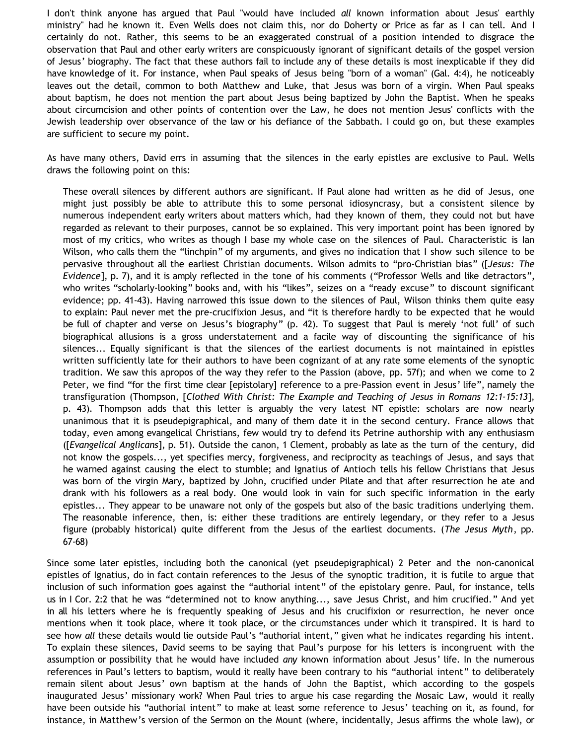I don't think anyone has argued that Paul "would have included *all* known information about Jesus' earthly ministry" had he known it. Even Wells does not claim this, nor do Doherty or Price as far as I can tell. And I certainly do not. Rather, this seems to be an exaggerated construal of a position intended to disgrace the observation that Paul and other early writers are conspicuously ignorant of significant details of the gospel version of Jesus' biography. The fact that these authors fail to include any of these details is most inexplicable if they did have knowledge of it. For instance, when Paul speaks of Jesus being "born of a woman" (Gal. 4:4), he noticeably leaves out the detail, common to both Matthew and Luke, that Jesus was born of a virgin. When Paul speaks about baptism, he does not mention the part about Jesus being baptized by John the Baptist. When he speaks about circumcision and other points of contention over the Law, he does not mention Jesus' conflicts with the Jewish leadership over observance of the law or his defiance of the Sabbath. I could go on, but these examples are sufficient to secure my point.

As have many others, David errs in assuming that the silences in the early epistles are exclusive to Paul. Wells draws the following point on this:

> These overall silences by different authors are significant. If Paul alone had written as he did of Jesus, one might just possibly be able to attribute this to some personal idiosyncrasy, but a consistent silence by numerous independent early writers about matters which, had they known of them, they could not but have regarded as relevant to their purposes, cannot be so explained. This very important point has been ignored by most of my critics, who writes as though I base my whole case on the silences of Paul. Characteristic is Ian Wilson, who calls them the "linchpin" of my arguments, and gives no indication that I show such silence to be pervasive throughout all the earliest Christian documents. Wilson admits to "pro-Christian bias" ([*Jesus: The Evidence*], p. 7), and it is amply reflected in the tone of his comments ("Professor Wells and like detractors", who writes "scholarly-looking" books and, with his "likes", seizes on a "ready excuse" to discount significant evidence; pp. 41-43). Having narrowed this issue down to the silences of Paul, Wilson thinks them quite easy to explain: Paul never met the pre-crucifixion Jesus, and "it is therefore hardly to be expected that he would be full of chapter and verse on Jesus's biography" (p. 42). To suggest that Paul is merely 'not full' of such biographical allusions is a gross understatement and a facile way of discounting the significance of his silences... Equally significant is that the silences of the earliest documents is not maintained in epistles written sufficiently late for their authors to have been cognizant of at any rate some elements of the synoptic tradition. We saw this apropos of the way they refer to the Passion (above, pp. 57f); and when we come to 2 Peter, we find "for the first time clear [epistolary] reference to a pre-Passion event in Jesus' life", namely the transfiguration (Thompson, [*Clothed With Christ: The Example and Teaching of Jesus in Romans 12:1-15:13*], p. 43). Thompson adds that this letter is arguably the very latest NT epistle: scholars are now nearly unanimous that it is pseudepigraphical, and many of them date it in the second century. France allows that today, even among evangelical Christians, few would try to defend its Petrine authorship with any enthusiasm ([*Evangelical Anglicans*], p. 51). Outside the canon, 1 Clement, probably as late as the turn of the century, did not know the gospels..., yet specifies mercy, forgiveness, and reciprocity as teachings of Jesus, and says that he warned against causing the elect to stumble; and Ignatius of Antioch tells his fellow Christians that Jesus was born of the virgin Mary, baptized by John, crucified under Pilate and that after resurrection he ate and drank with his followers as a real body. One would look in vain for such specific information in the early epistles... They appear to be unaware not only of the gospels but also of the basic traditions underlying them. The reasonable inference, then, is: either these traditions are entirely legendary, or they refer to a Jesus figure (probably historical) quite different from the Jesus of the earliest documents. (*The Jesus Myth*, pp. 67-68)

Since some later epistles, including both the canonical (yet pseudepigraphical) 2 Peter and the non-canonical epistles of Ignatius, do in fact contain references to the Jesus of the synoptic tradition, it is futile to argue that inclusion of such information goes against the "authorial intent" of the epistolary genre. Paul, for instance, tells us in I Cor. 2:2 that he was "determined not to know anything..., save Jesus Christ, and him crucified." And yet in all his letters where he is frequently speaking of Jesus and his crucifixion or resurrection, he never once mentions when it took place, where it took place, or the circumstances under which it transpired. It is hard to see how *all* these details would lie outside Paul's "authorial intent," given what he indicates regarding his intent. To explain these silences, David seems to be saying that Paul's purpose for his letters is incongruent with the assumption or possibility that he would have included *any* known information about Jesus' life. In the numerous references in Paul's letters to baptism, would it really have been contrary to his "authorial intent" to deliberately remain silent about Jesus' own baptism at the hands of John the Baptist, which according to the gospels inaugurated Jesus' missionary work? When Paul tries to argue his case regarding the Mosaic Law, would it really have been outside his "authorial intent" to make at least some reference to Jesus' teaching on it, as found, for instance, in Matthew's version of the Sermon on the Mount (where, incidentally, Jesus affirms the whole law), or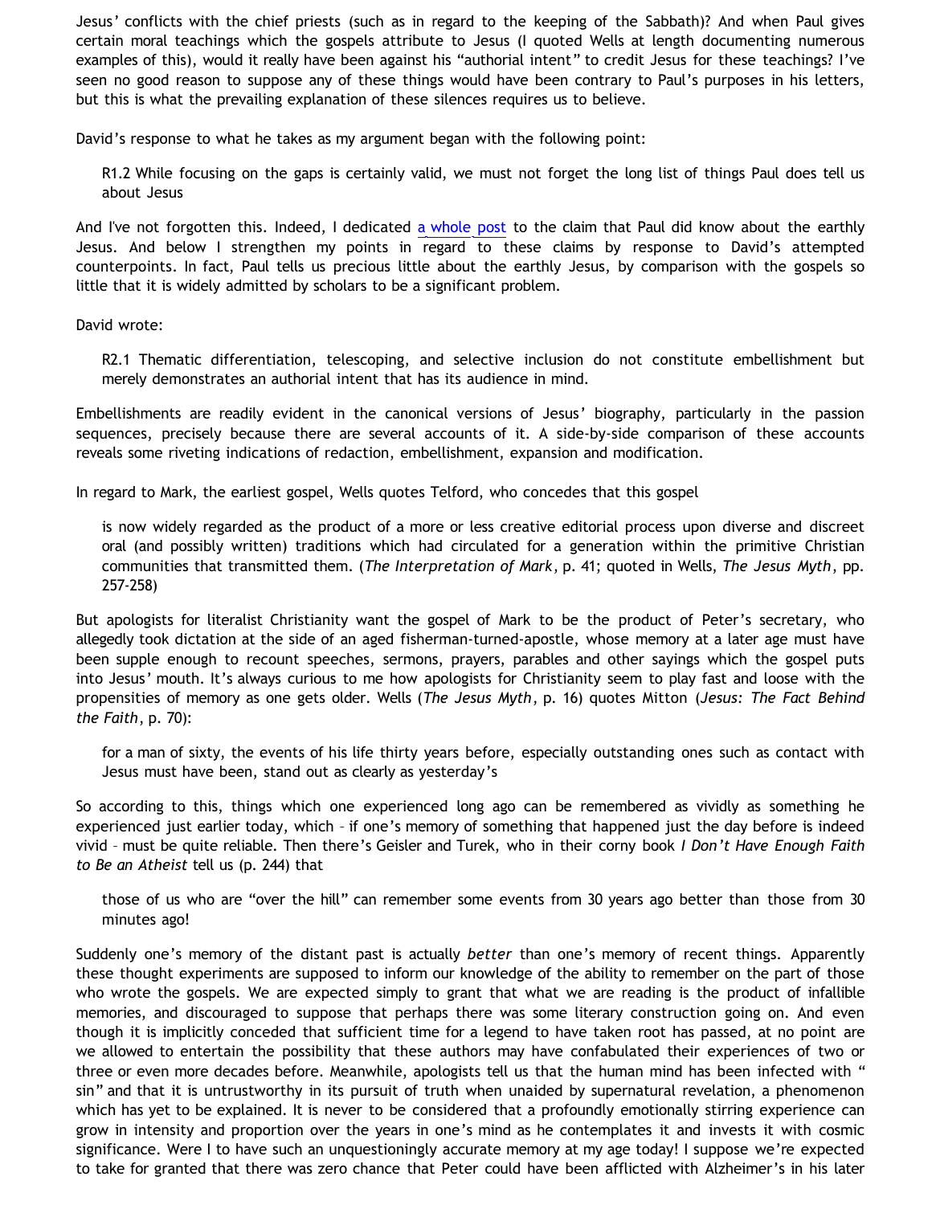Jesus' conflicts with the chief priests (such as in regard to the keeping of the Sabbath)? And when Paul gives certain moral teachings which the gospels attribute to Jesus (I quoted Wells at length documenting numerous examples of this), would it really have been against his "authorial intent" to credit Jesus for these teachings? I've seen no good reason to suppose any of these things would have been contrary to Paul's purposes in his letters, but this is what the prevailing explanation of these silences requires us to believe.

David's response to what he takes as my argument began with the following point:

> R1.2 While focusing on the gaps is certainly valid, we must not forget the long list of things Paul does tell us about Jesus

And I've not forgotten this. Indeed, I dedicated a whole post to the claim that Paul did know about the earthly Jesus. And below I strengthen my points in regard to these claims by response to David's attempted counterpoints. In fact, Paul tells us precious little about the earthly Jesus, by comparison with the gospels so little that it is widely admitted by scholars to be a significant problem.

David wrote:

> R2.1 Thematic differentiation, telescoping, and selective inclusion do not constitute embellishment but merely demonstrates an authorial intent that has its audience in mind.

Embellishments are readily evident in the canonical versions of Jesus' biography, particularly in the passion sequences, precisely because there are several accounts of it. A side-by-side comparison of these accounts reveals some riveting indications of redaction, embellishment, expansion and modification.

In regard to Mark, the earliest gospel, Wells quotes Telford, who concedes that this gospel

> is now widely regarded as the product of a more or less creative editorial process upon diverse and discreet oral (and possibly written) traditions which had circulated for a generation within the primitive Christian communities that transmitted them. (*The Interpretation of Mark*, p. 41; quoted in Wells, *The Jesus Myth*, pp. 257-258)

But apologists for literalist Christianity want the gospel of Mark to be the product of Peter's secretary, who allegedly took dictation at the side of an aged fisherman-turned-apostle, whose memory at a later age must have been supple enough to recount speeches, sermons, prayers, parables and other sayings which the gospel puts into Jesus' mouth. It's always curious to me how apologists for Christianity seem to play fast and loose with the propensities of memory as one gets older. Wells (*The Jesus Myth*, p. 16) quotes Mitton (*Jesus: The Fact Behind the Faith*, p. 70):

> for a man of sixty, the events of his life thirty years before, especially outstanding ones such as contact with Jesus must have been, stand out as clearly as yesterday's

So according to this, things which one experienced long ago can be remembered as vividly as something he experienced just earlier today, which – if one's memory of something that happened just the day before is indeed vivid – must be quite reliable. Then there's Geisler and Turek, who in their corny book *I Don't Have Enough Faith to Be an Atheist* tell us (p. 244) that

> those of us who are "over the hill" can remember some events from 30 years ago better than those from 30 minutes ago!

Suddenly one's memory of the distant past is actually *better* than one's memory of recent things. Apparently these thought experiments are supposed to inform our knowledge of the ability to remember on the part of those who wrote the gospels. We are expected simply to grant that what we are reading is the product of infallible memories, and discouraged to suppose that perhaps there was some literary construction going on. And even though it is implicitly conceded that sufficient time for a legend to have taken root has passed, at no point are we allowed to entertain the possibility that these authors may have confabulated their experiences of two or three or even more decades before. Meanwhile, apologists tell us that the human mind has been infected with "sin" and that it is untrustworthy in its pursuit of truth when unaided by supernatural revelation, a phenomenon which has yet to be explained. It is never to be considered that a profoundly emotionally stirring experience can grow in intensity and proportion over the years in one's mind as he contemplates it and invests it with cosmic significance. Were I to have such an unquestioningly accurate memory at my age today! I suppose we're expected to take for granted that there was zero chance that Peter could have been afflicted with Alzheimer's in his later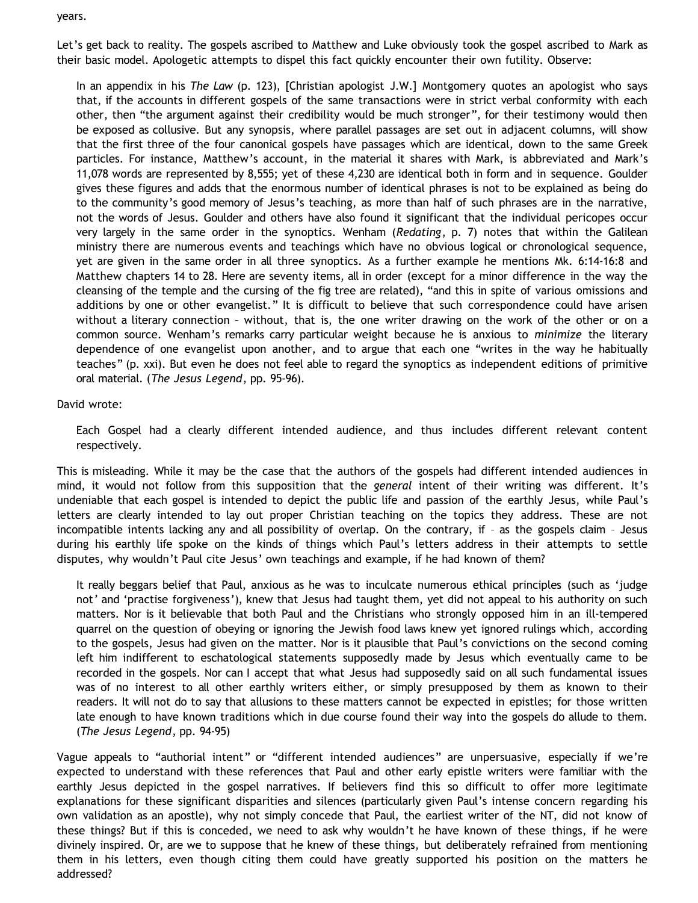years.

Let’s get back to reality. The gospels ascribed to Matthew and Luke obviously took the gospel ascribed to Mark as their basic model. Apologetic attempts to dispel this fact quickly encounter their own futility. Observe:

> In an appendix in his *The Law* (p. 123), [Christian apologist J.W.] Montgomery quotes an apologist who says that, if the accounts in different gospels of the same transactions were in strict verbal conformity with each other, then “the argument against their credibility would be much stronger”, for their testimony would then be exposed as collusive. But any synopsis, where parallel passages are set out in adjacent columns, will show that the first three of the four canonical gospels have passages which are identical, down to the same Greek particles. For instance, Matthew’s account, in the material it shares with Mark, is abbreviated and Mark’s 11,078 words are represented by 8,555; yet of these 4,230 are identical both in form and in sequence. Goulder gives these figures and adds that the enormous number of identical phrases is not to be explained as being do to the community’s good memory of Jesus’s teaching, as more than half of such phrases are in the narrative, not the words of Jesus. Goulder and others have also found it significant that the individual pericopes occur very largely in the same order in the synoptics. Wenham (*Redating*, p. 7) notes that within the Galilean ministry there are numerous events and teachings which have no obvious logical or chronological sequence, yet are given in the same order in all three synoptics. As a further example he mentions Mk. 6:14-16:8 and Matthew chapters 14 to 28. Here are seventy items, all in order (except for a minor difference in the way the cleansing of the temple and the cursing of the fig tree are related), “and this in spite of various omissions and additions by one or other evangelist.” It is difficult to believe that such correspondence could have arisen without a literary connection – without, that is, the one writer drawing on the work of the other or on a common source. Wenham’s remarks carry particular weight because he is anxious to *minimize* the literary dependence of one evangelist upon another, and to argue that each one “writes in the way he habitually teaches” (p. xxi). But even he does not feel able to regard the synoptics as independent editions of primitive oral material. (*The Jesus Legend*, pp. 95-96).

David wrote:

> Each Gospel had a clearly different intended audience, and thus includes different relevant content respectively.

This is misleading. While it may be the case that the authors of the gospels had different intended audiences in mind, it would not follow from this supposition that the *general* intent of their writing was different. It’s undeniable that each gospel is intended to depict the public life and passion of the earthly Jesus, while Paul’s letters are clearly intended to lay out proper Christian teaching on the topics they address. These are not incompatible intents lacking any and all possibility of overlap. On the contrary, if – as the gospels claim – Jesus during his earthly life spoke on the kinds of things which Paul’s letters address in their attempts to settle disputes, why wouldn’t Paul cite Jesus’ own teachings and example, if he had known of them?

> It really beggars belief that Paul, anxious as he was to inculcate numerous ethical principles (such as ‘judge not’ and ‘practise forgiveness’), knew that Jesus had taught them, yet did not appeal to his authority on such matters. Nor is it believable that both Paul and the Christians who strongly opposed him in an ill-tempered quarrel on the question of obeying or ignoring the Jewish food laws knew yet ignored rulings which, according to the gospels, Jesus had given on the matter. Nor is it plausible that Paul’s convictions on the second coming left him indifferent to eschatological statements supposedly made by Jesus which eventually came to be recorded in the gospels. Nor can I accept that what Jesus had supposedly said on all such fundamental issues was of no interest to all other earthly writers either, or simply presupposed by them as known to their readers. It will not do to say that allusions to these matters cannot be expected in epistles; for those written late enough to have known traditions which in due course found their way into the gospels do allude to them. (*The Jesus Legend*, pp. 94-95)

Vague appeals to “authorial intent” or “different intended audiences” are unpersuasive, especially if we’re expected to understand with these references that Paul and other early epistle writers were familiar with the earthly Jesus depicted in the gospel narratives. If believers find this so difficult to offer more legitimate explanations for these significant disparities and silences (particularly given Paul’s intense concern regarding his own validation as an apostle), why not simply concede that Paul, the earliest writer of the NT, did not know of these things? But if this is conceded, we need to ask why wouldn’t he have known of these things, if he were divinely inspired. Or, are we to suppose that he knew of these things, but deliberately refrained from mentioning them in his letters, even though citing them could have greatly supported his position on the matters he addressed?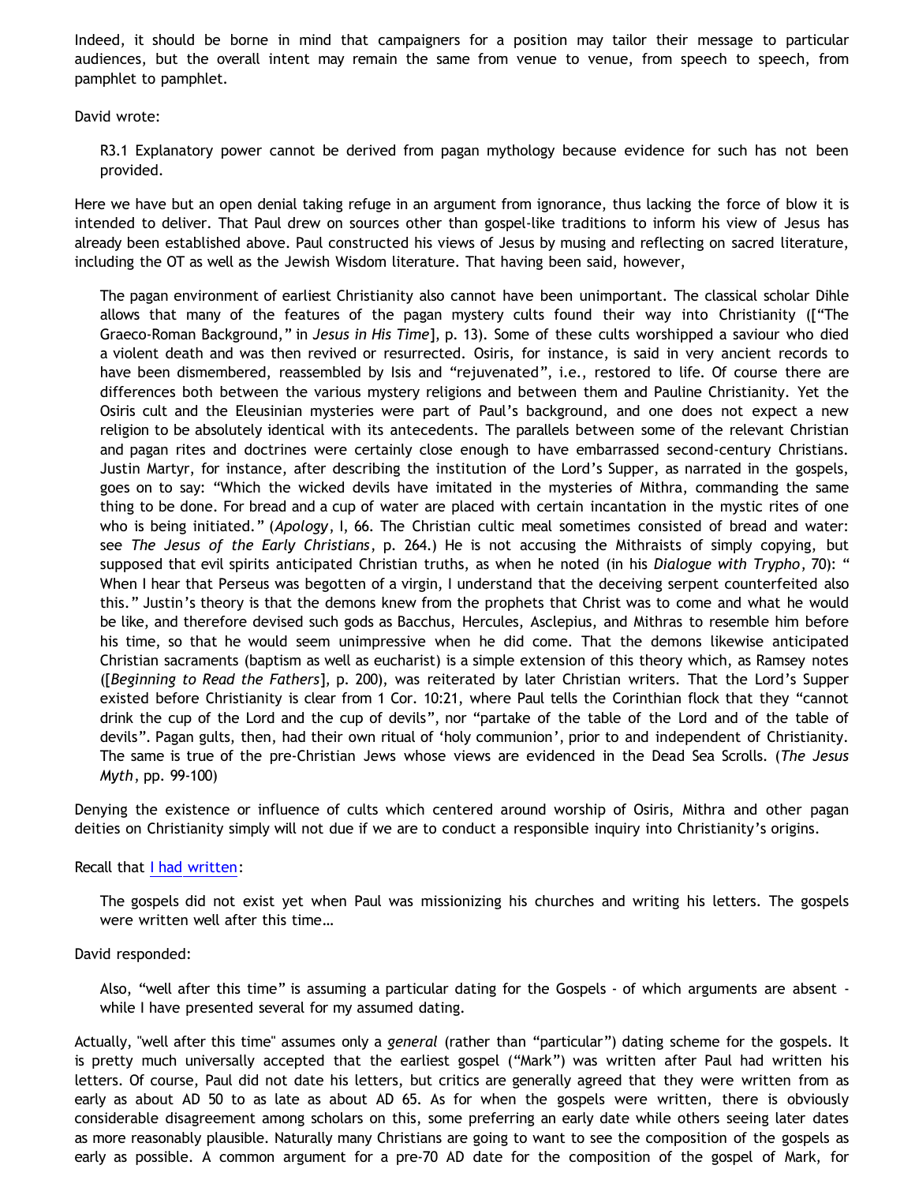Indeed, it should be borne in mind that campaigners for a position may tailor their message to particular audiences, but the overall intent may remain the same from venue to venue, from speech to speech, from pamphlet to pamphlet.

David wrote:

> R3.1 Explanatory power cannot be derived from pagan mythology because evidence for such has not been provided.

Here we have but an open denial taking refuge in an argument from ignorance, thus lacking the force of blow it is intended to deliver. That Paul drew on sources other than gospel-like traditions to inform his view of Jesus has already been established above. Paul constructed his views of Jesus by musing and reflecting on sacred literature, including the OT as well as the Jewish Wisdom literature. That having been said, however,

> The pagan environment of earliest Christianity also cannot have been unimportant. The classical scholar Dihle allows that many of the features of the pagan mystery cults found their way into Christianity (["The Graeco-Roman Background," in *Jesus in His Time*], p. 13). Some of these cults worshipped a saviour who died a violent death and was then revived or resurrected. Osiris, for instance, is said in very ancient records to have been dismembered, reassembled by Isis and "rejuvenated", i.e., restored to life. Of course there are differences both between the various mystery religions and between them and Pauline Christianity. Yet the Osiris cult and the Eleusinian mysteries were part of Paul's background, and one does not expect a new religion to be absolutely identical with its antecedents. The parallels between some of the relevant Christian and pagan rites and doctrines were certainly close enough to have embarrassed second-century Christians. Justin Martyr, for instance, after describing the institution of the Lord's Supper, as narrated in the gospels, goes on to say: "Which the wicked devils have imitated in the mysteries of Mithra, commanding the same thing to be done. For bread and a cup of water are placed with certain incantation in the mystic rites of one who is being initiated." (*Apology*, I, 66. The Christian cultic meal sometimes consisted of bread and water: see *The Jesus of the Early Christians*, p. 264.) He is not accusing the Mithraists of simply copying, but supposed that evil spirits anticipated Christian truths, as when he noted (in his *Dialogue with Trypho*, 70): " When I hear that Perseus was begotten of a virgin, I understand that the deceiving serpent counterfeited also this." Justin's theory is that the demons knew from the prophets that Christ was to come and what he would be like, and therefore devised such gods as Bacchus, Hercules, Asclepius, and Mithras to resemble him before his time, so that he would seem unimpressive when he did come. That the demons likewise anticipated Christian sacraments (baptism as well as eucharist) is a simple extension of this theory which, as Ramsey notes ([*Beginning to Read the Fathers*], p. 200), was reiterated by later Christian writers. That the Lord's Supper existed before Christianity is clear from 1 Cor. 10:21, where Paul tells the Corinthian flock that they "cannot drink the cup of the Lord and the cup of devils", nor "partake of the table of the Lord and of the table of devils". Pagan gults, then, had their own ritual of 'holy communion', prior to and independent of Christianity. The same is true of the pre-Christian Jews whose views are evidenced in the Dead Sea Scrolls. (*The Jesus Myth*, pp. 99-100)

Denying the existence or influence of cults which centered around worship of Osiris, Mithra and other pagan deities on Christianity simply will not due if we are to conduct a responsible inquiry into Christianity's origins.

Recall that I had written:

> The gospels did not exist yet when Paul was missionizing his churches and writing his letters. The gospels were written well after this time…

David responded:

> Also, "well after this time" is assuming a particular dating for the Gospels - of which arguments are absent - while I have presented several for my assumed dating.

Actually, "well after this time" assumes only a *general* (rather than "particular") dating scheme for the gospels. It is pretty much universally accepted that the earliest gospel ("Mark") was written after Paul had written his letters. Of course, Paul did not date his letters, but critics are generally agreed that they were written from as early as about AD 50 to as late as about AD 65. As for when the gospels were written, there is obviously considerable disagreement among scholars on this, some preferring an early date while others seeing later dates as more reasonably plausible. Naturally many Christians are going to want to see the composition of the gospels as early as possible. A common argument for a pre-70 AD date for the composition of the gospel of Mark, for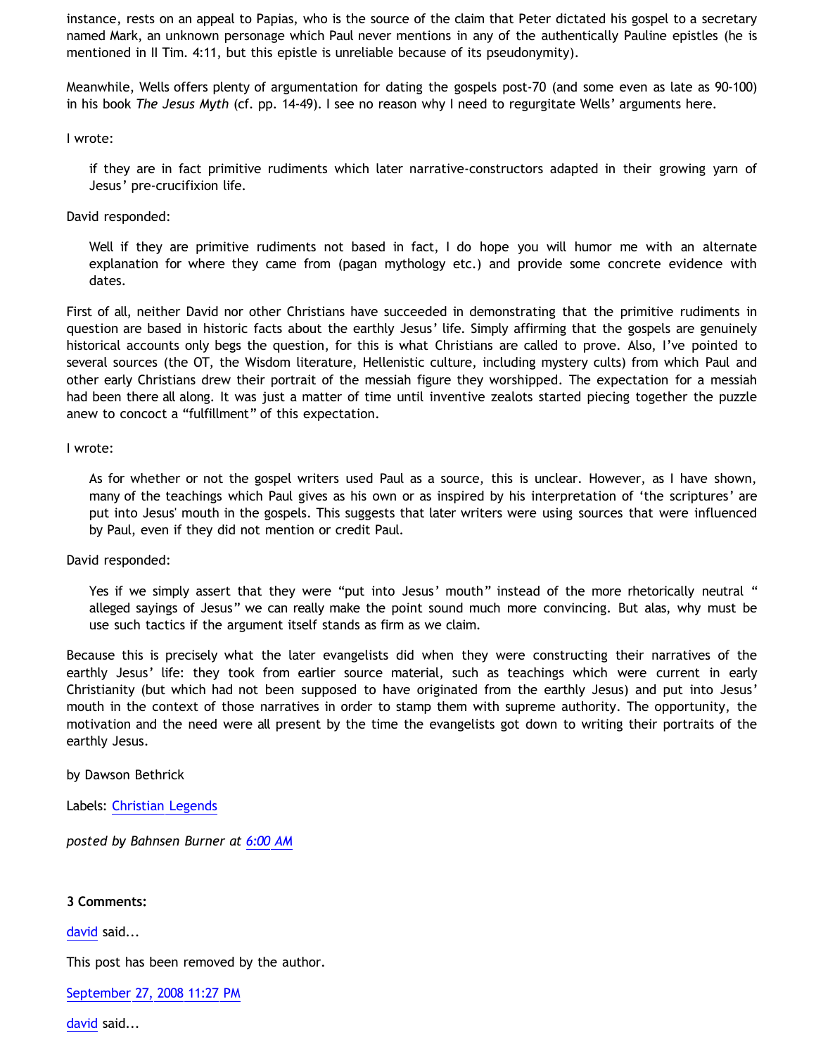instance, rests on an appeal to Papias, who is the source of the claim that Peter dictated his gospel to a secretary named Mark, an unknown personage which Paul never mentions in any of the authentically Pauline epistles (he is mentioned in II Tim. 4:11, but this epistle is unreliable because of its pseudonymity).

Meanwhile, Wells offers plenty of argumentation for dating the gospels post-70 (and some even as late as 90-100) in his book *The Jesus Myth* (cf. pp. 14-49). I see no reason why I need to regurgitate Wells' arguments here.

I wrote:

> if they are in fact primitive rudiments which later narrative-constructors adapted in their growing yarn of Jesus' pre-crucifixion life.

David responded:

> Well if they are primitive rudiments not based in fact, I do hope you will humor me with an alternate explanation for where they came from (pagan mythology etc.) and provide some concrete evidence with dates.

First of all, neither David nor other Christians have succeeded in demonstrating that the primitive rudiments in question are based in historic facts about the earthly Jesus' life. Simply affirming that the gospels are genuinely historical accounts only begs the question, for this is what Christians are called to prove. Also, I've pointed to several sources (the OT, the Wisdom literature, Hellenistic culture, including mystery cults) from which Paul and other early Christians drew their portrait of the messiah figure they worshipped. The expectation for a messiah had been there all along. It was just a matter of time until inventive zealots started piecing together the puzzle anew to concoct a "fulfillment" of this expectation.

I wrote:

> As for whether or not the gospel writers used Paul as a source, this is unclear. However, as I have shown, many of the teachings which Paul gives as his own or as inspired by his interpretation of 'the scriptures' are put into Jesus' mouth in the gospels. This suggests that later writers were using sources that were influenced by Paul, even if they did not mention or credit Paul.

David responded:

> Yes if we simply assert that they were "put into Jesus' mouth" instead of the more rhetorically neutral " alleged sayings of Jesus" we can really make the point sound much more convincing. But alas, why must be use such tactics if the argument itself stands as firm as we claim.

Because this is precisely what the later evangelists did when they were constructing their narratives of the earthly Jesus' life: they took from earlier source material, such as teachings which were current in early Christianity (but which had not been supposed to have originated from the earthly Jesus) and put into Jesus' mouth in the context of those narratives in order to stamp them with supreme authority. The opportunity, the motivation and the need were all present by the time the evangelists got down to writing their portraits of the earthly Jesus.

by Dawson Bethrick

Labels: Christian Legends

*posted by Bahnsen Burner at 6:00 AM*

**3 Comments:**

david said...

This post has been removed by the author.

September 27, 2008 11:27 PM

david said...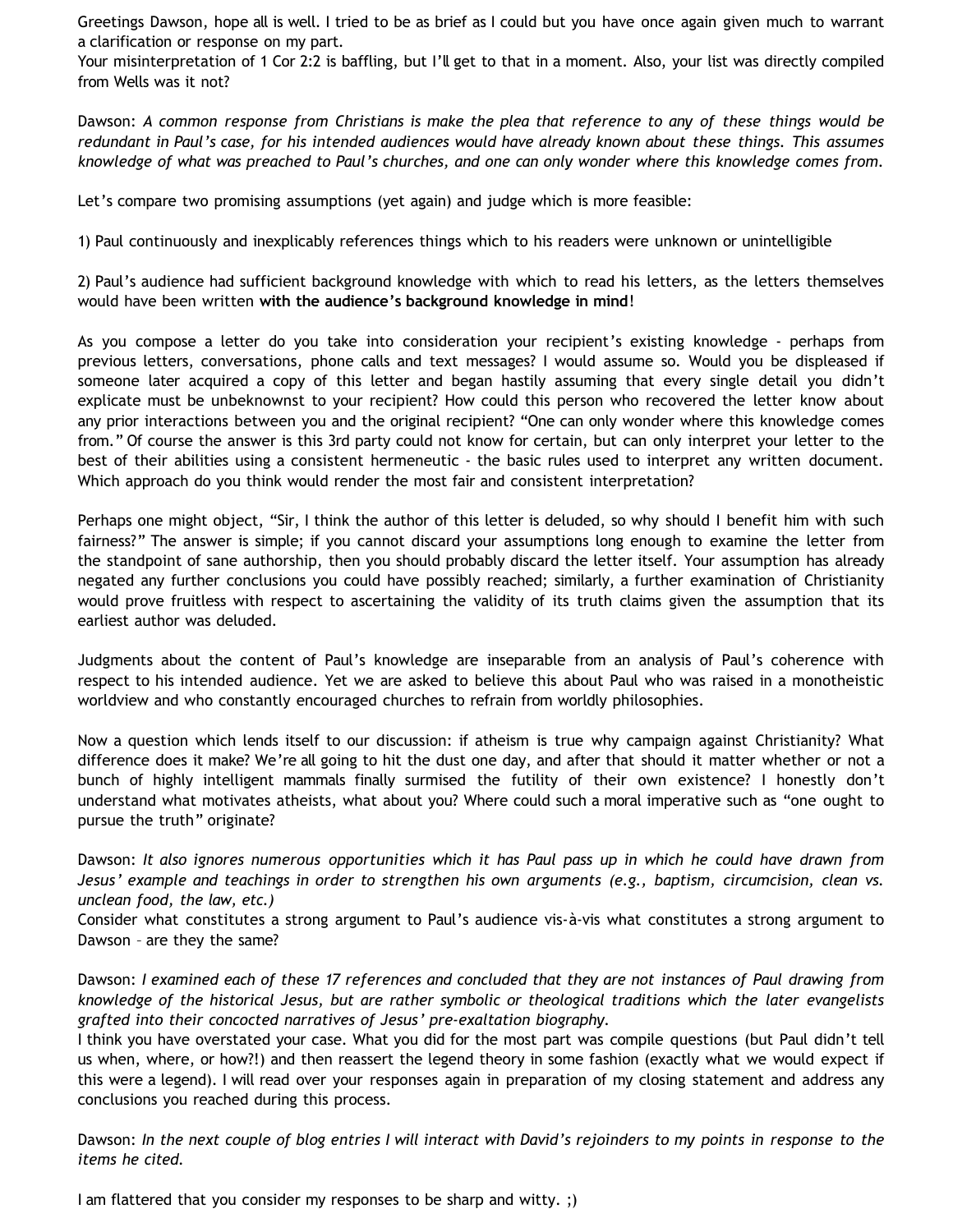Greetings Dawson, hope all is well. I tried to be as brief as I could but you have once again given much to warrant a clarification or response on my part.
Your misinterpretation of 1 Cor 2:2 is baffling, but I'll get to that in a moment. Also, your list was directly compiled from Wells was it not?

Dawson: *A common response from Christians is make the plea that reference to any of these things would be redundant in Paul's case, for his intended audiences would have already known about these things. This assumes knowledge of what was preached to Paul's churches, and one can only wonder where this knowledge comes from.*

Let's compare two promising assumptions (yet again) and judge which is more feasible:

1) Paul continuously and inexplicably references things which to his readers were unknown or unintelligible

2) Paul's audience had sufficient background knowledge with which to read his letters, as the letters themselves would have been written **with the audience's background knowledge in mind!**

As you compose a letter do you take into consideration your recipient's existing knowledge - perhaps from previous letters, conversations, phone calls and text messages? I would assume so. Would you be displeased if someone later acquired a copy of this letter and began hastily assuming that every single detail you didn't explicate must be unbeknownst to your recipient? How could this person who recovered the letter know about any prior interactions between you and the original recipient? "One can only wonder where this knowledge comes from." Of course the answer is this 3rd party could not know for certain, but can only interpret your letter to the best of their abilities using a consistent hermeneutic - the basic rules used to interpret any written document. Which approach do you think would render the most fair and consistent interpretation?

Perhaps one might object, "Sir, I think the author of this letter is deluded, so why should I benefit him with such fairness?" The answer is simple; if you cannot discard your assumptions long enough to examine the letter from the standpoint of sane authorship, then you should probably discard the letter itself. Your assumption has already negated any further conclusions you could have possibly reached; similarly, a further examination of Christianity would prove fruitless with respect to ascertaining the validity of its truth claims given the assumption that its earliest author was deluded.

Judgments about the content of Paul's knowledge are inseparable from an analysis of Paul's coherence with respect to his intended audience. Yet we are asked to believe this about Paul who was raised in a monotheistic worldview and who constantly encouraged churches to refrain from worldly philosophies.

Now a question which lends itself to our discussion: if atheism is true why campaign against Christianity? What difference does it make? We're all going to hit the dust one day, and after that should it matter whether or not a bunch of highly intelligent mammals finally surmised the futility of their own existence? I honestly don't understand what motivates atheists, what about you? Where could such a moral imperative such as "one ought to pursue the truth" originate?

Dawson: *It also ignores numerous opportunities which it has Paul pass up in which he could have drawn from Jesus' example and teachings in order to strengthen his own arguments (e.g., baptism, circumcision, clean vs. unclean food, the law, etc.)*
Consider what constitutes a strong argument to Paul's audience vis-à-vis what constitutes a strong argument to Dawson – are they the same?

Dawson: *I examined each of these 17 references and concluded that they are not instances of Paul drawing from knowledge of the historical Jesus, but are rather symbolic or theological traditions which the later evangelists grafted into their concocted narratives of Jesus' pre-exaltation biography.*
I think you have overstated your case. What you did for the most part was compile questions (but Paul didn't tell us when, where, or how?!) and then reassert the legend theory in some fashion (exactly what we would expect if this were a legend). I will read over your responses again in preparation of my closing statement and address any conclusions you reached during this process.

Dawson: *In the next couple of blog entries I will interact with David's rejoinders to my points in response to the items he cited.*

I am flattered that you consider my responses to be sharp and witty. ;)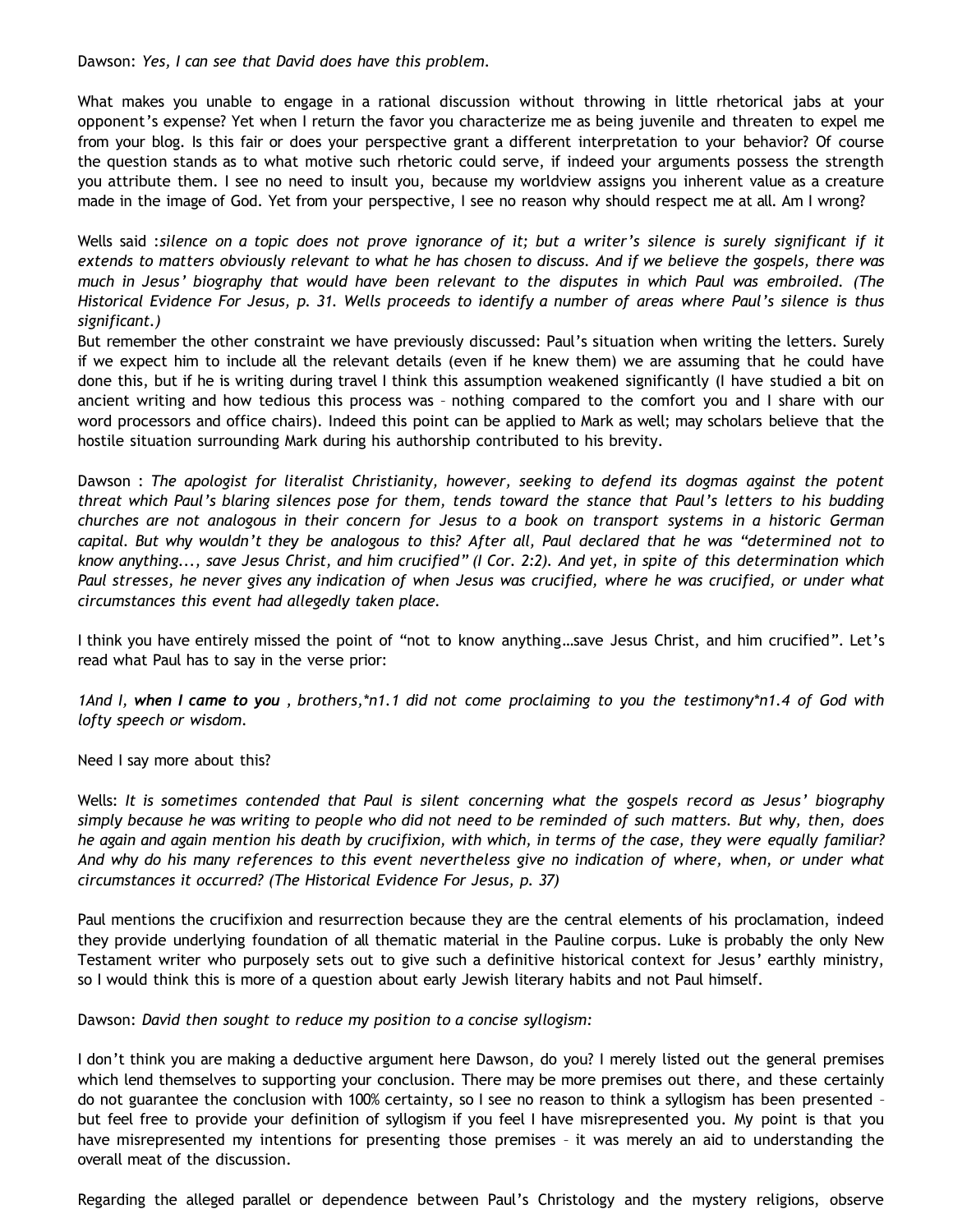Dawson: *Yes, I can see that David does have this problem.*

What makes you unable to engage in a rational discussion without throwing in little rhetorical jabs at your opponent's expense? Yet when I return the favor you characterize me as being juvenile and threaten to expel me from your blog. Is this fair or does your perspective grant a different interpretation to your behavior? Of course the question stands as to what motive such rhetoric could serve, if indeed your arguments possess the strength you attribute them. I see no need to insult you, because my worldview assigns you inherent value as a creature made in the image of God. Yet from your perspective, I see no reason why should respect me at all. Am I wrong?

Wells said :*silence on a topic does not prove ignorance of it; but a writer's silence is surely significant if it extends to matters obviously relevant to what he has chosen to discuss. And if we believe the gospels, there was much in Jesus' biography that would have been relevant to the disputes in which Paul was embroiled. (The Historical Evidence For Jesus, p. 31. Wells proceeds to identify a number of areas where Paul's silence is thus significant.)*

But remember the other constraint we have previously discussed: Paul's situation when writing the letters. Surely if we expect him to include all the relevant details (even if he knew them) we are assuming that he could have done this, but if he is writing during travel I think this assumption weakened significantly (I have studied a bit on ancient writing and how tedious this process was – nothing compared to the comfort you and I share with our word processors and office chairs). Indeed this point can be applied to Mark as well; may scholars believe that the hostile situation surrounding Mark during his authorship contributed to his brevity.

Dawson : *The apologist for literalist Christianity, however, seeking to defend its dogmas against the potent threat which Paul's blaring silences pose for them, tends toward the stance that Paul's letters to his budding churches are not analogous in their concern for Jesus to a book on transport systems in a historic German capital. But why wouldn't they be analogous to this? After all, Paul declared that he was "determined not to know anything..., save Jesus Christ, and him crucified" (I Cor. 2:2). And yet, in spite of this determination which Paul stresses, he never gives any indication of when Jesus was crucified, where he was crucified, or under what circumstances this event had allegedly taken place.*

I think you have entirely missed the point of "not to know anything…save Jesus Christ, and him crucified". Let's read what Paul has to say in the verse prior:

*1And I, **when I came to you** , brothers,*n1.1 did not come proclaiming to you the testimony*n1.4 of God with lofty speech or wisdom.*

Need I say more about this?

Wells: *It is sometimes contended that Paul is silent concerning what the gospels record as Jesus' biography simply because he was writing to people who did not need to be reminded of such matters. But why, then, does he again and again mention his death by crucifixion, with which, in terms of the case, they were equally familiar? And why do his many references to this event nevertheless give no indication of where, when, or under what circumstances it occurred? (The Historical Evidence For Jesus, p. 37)*

Paul mentions the crucifixion and resurrection because they are the central elements of his proclamation, indeed they provide underlying foundation of all thematic material in the Pauline corpus. Luke is probably the only New Testament writer who purposely sets out to give such a definitive historical context for Jesus' earthly ministry, so I would think this is more of a question about early Jewish literary habits and not Paul himself.

Dawson: *David then sought to reduce my position to a concise syllogism:*

I don't think you are making a deductive argument here Dawson, do you? I merely listed out the general premises which lend themselves to supporting your conclusion. There may be more premises out there, and these certainly do not guarantee the conclusion with 100% certainty, so I see no reason to think a syllogism has been presented – but feel free to provide your definition of syllogism if you feel I have misrepresented you. My point is that you have misrepresented my intentions for presenting those premises – it was merely an aid to understanding the overall meat of the discussion.

Regarding the alleged parallel or dependence between Paul's Christology and the mystery religions, observe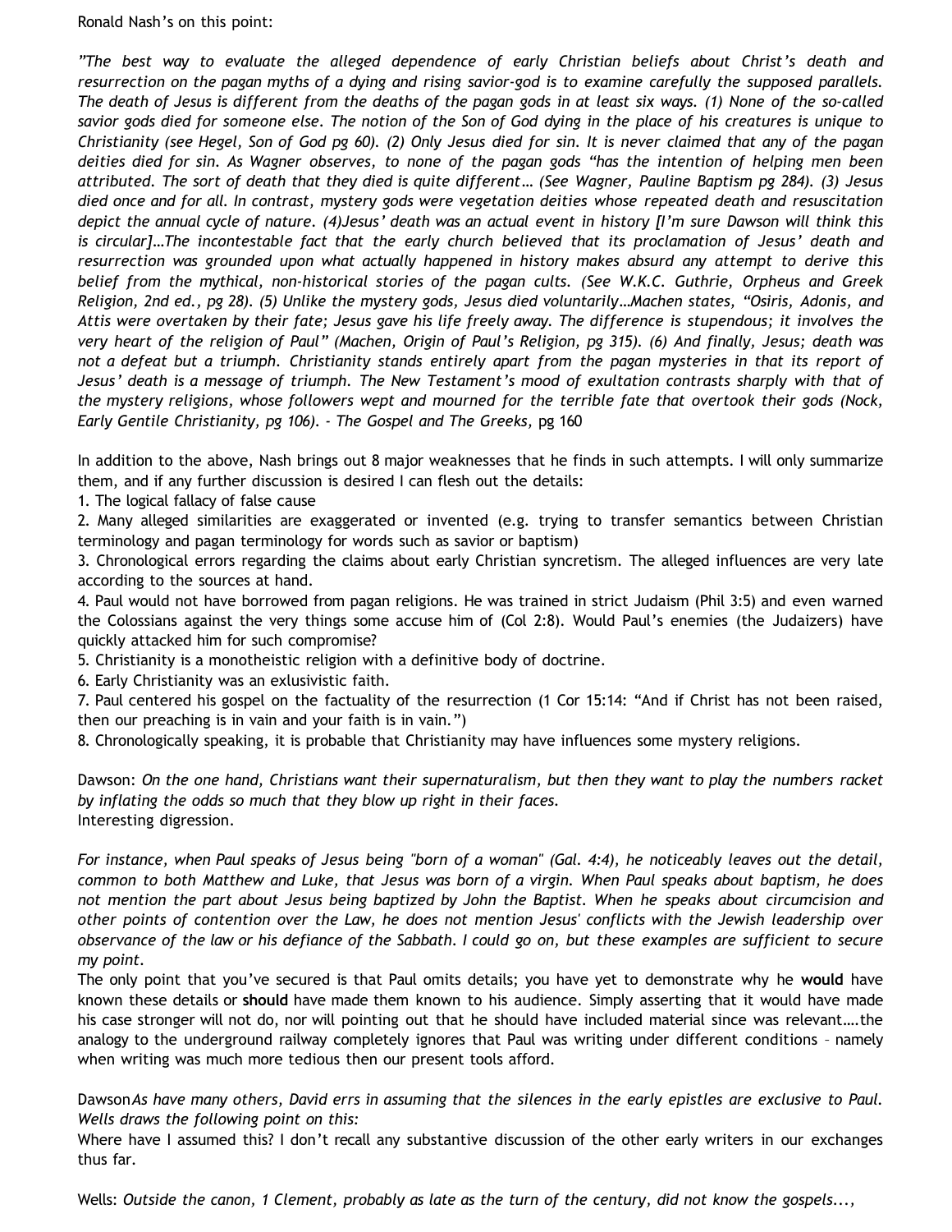Ronald Nash's on this point:

*"The best way to evaluate the alleged dependence of early Christian beliefs about Christ's death and resurrection on the pagan myths of a dying and rising savior-god is to examine carefully the supposed parallels. The death of Jesus is different from the deaths of the pagan gods in at least six ways. (1) None of the so-called savior gods died for someone else. The notion of the Son of God dying in the place of his creatures is unique to Christianity (see Hegel, Son of God pg 60). (2) Only Jesus died for sin. It is never claimed that any of the pagan deities died for sin. As Wagner observes, to none of the pagan gods "has the intention of helping men been attributed. The sort of death that they died is quite different… (See Wagner, Pauline Baptism pg 284). (3) Jesus died once and for all. In contrast, mystery gods were vegetation deities whose repeated death and resuscitation depict the annual cycle of nature. (4)Jesus' death was an actual event in history [I'm sure Dawson will think this is circular]…The incontestable fact that the early church believed that its proclamation of Jesus' death and resurrection was grounded upon what actually happened in history makes absurd any attempt to derive this belief from the mythical, non-historical stories of the pagan cults. (See W.K.C. Guthrie, Orpheus and Greek Religion, 2nd ed., pg 28). (5) Unlike the mystery gods, Jesus died voluntarily…Machen states, "Osiris, Adonis, and Attis were overtaken by their fate; Jesus gave his life freely away. The difference is stupendous; it involves the very heart of the religion of Paul" (Machen, Origin of Paul's Religion, pg 315). (6) And finally, Jesus; death was not a defeat but a triumph. Christianity stands entirely apart from the pagan mysteries in that its report of Jesus' death is a message of triumph. The New Testament's mood of exultation contrasts sharply with that of the mystery religions, whose followers wept and mourned for the terrible fate that overtook their gods (Nock, Early Gentile Christianity, pg 106). - The Gospel and The Greeks,* pg 160

In addition to the above, Nash brings out 8 major weaknesses that he finds in such attempts. I will only summarize them, and if any further discussion is desired I can flesh out the details:

1. The logical fallacy of false cause
2. Many alleged similarities are exaggerated or invented (e.g. trying to transfer semantics between Christian terminology and pagan terminology for words such as savior or baptism)
3. Chronological errors regarding the claims about early Christian syncretism. The alleged influences are very late according to the sources at hand.
4. Paul would not have borrowed from pagan religions. He was trained in strict Judaism (Phil 3:5) and even warned the Colossians against the very things some accuse him of (Col 2:8). Would Paul's enemies (the Judaizers) have quickly attacked him for such compromise?
5. Christianity is a monotheistic religion with a definitive body of doctrine.
6. Early Christianity was an exlusivistic faith.
7. Paul centered his gospel on the factuality of the resurrection (1 Cor 15:14: "And if Christ has not been raised, then our preaching is in vain and your faith is in vain.")
8. Chronologically speaking, it is probable that Christianity may have influences some mystery religions.

Dawson: *On the one hand, Christians want their supernaturalism, but then they want to play the numbers racket by inflating the odds so much that they blow up right in their faces.*
Interesting digression.

*For instance, when Paul speaks of Jesus being "born of a woman" (Gal. 4:4), he noticeably leaves out the detail, common to both Matthew and Luke, that Jesus was born of a virgin. When Paul speaks about baptism, he does not mention the part about Jesus being baptized by John the Baptist. When he speaks about circumcision and other points of contention over the Law, he does not mention Jesus' conflicts with the Jewish leadership over observance of the law or his defiance of the Sabbath. I could go on, but these examples are sufficient to secure my point.*
The only point that you've secured is that Paul omits details; you have yet to demonstrate why he **would** have known these details or **should** have made them known to his audience. Simply asserting that it would have made his case stronger will not do, nor will pointing out that he should have included material since was relevant….the analogy to the underground railway completely ignores that Paul was writing under different conditions – namely when writing was much more tedious then our present tools afford.

Dawson*As have many others, David errs in assuming that the silences in the early epistles are exclusive to Paul. Wells draws the following point on this:*
Where have I assumed this? I don't recall any substantive discussion of the other early writers in our exchanges thus far.

Wells: *Outside the canon, 1 Clement, probably as late as the turn of the century, did not know the gospels...,*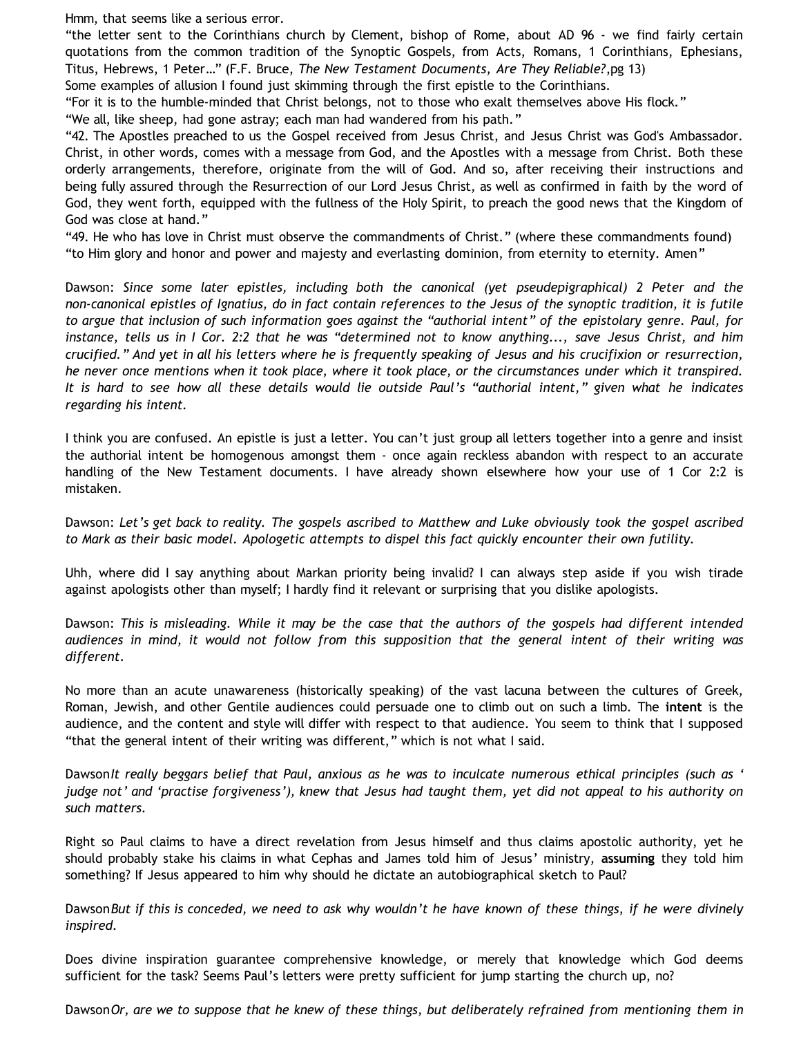Hmm, that seems like a serious error.

"the letter sent to the Corinthians church by Clement, bishop of Rome, about AD 96 - we find fairly certain quotations from the common tradition of the Synoptic Gospels, from Acts, Romans, 1 Corinthians, Ephesians, Titus, Hebrews, 1 Peter..." (F.F. Bruce, *The New Testament Documents, Are They Reliable?*,pg 13)

Some examples of allusion I found just skimming through the first epistle to the Corinthians.

"For it is to the humble-minded that Christ belongs, not to those who exalt themselves above His flock."

"We all, like sheep, had gone astray; each man had wandered from his path."

"42. The Apostles preached to us the Gospel received from Jesus Christ, and Jesus Christ was God's Ambassador. Christ, in other words, comes with a message from God, and the Apostles with a message from Christ. Both these orderly arrangements, therefore, originate from the will of God. And so, after receiving their instructions and being fully assured through the Resurrection of our Lord Jesus Christ, as well as confirmed in faith by the word of God, they went forth, equipped with the fullness of the Holy Spirit, to preach the good news that the Kingdom of God was close at hand."

"49. He who has love in Christ must observe the commandments of Christ." (where these commandments found)

"to Him glory and honor and power and majesty and everlasting dominion, from eternity to eternity. Amen"

Dawson: *Since some later epistles, including both the canonical (yet pseudepigraphical) 2 Peter and the non-canonical epistles of Ignatius, do in fact contain references to the Jesus of the synoptic tradition, it is futile to argue that inclusion of such information goes against the "authorial intent" of the epistolary genre. Paul, for instance, tells us in I Cor. 2:2 that he was "determined not to know anything..., save Jesus Christ, and him crucified." And yet in all his letters where he is frequently speaking of Jesus and his crucifixion or resurrection, he never once mentions when it took place, where it took place, or the circumstances under which it transpired. It is hard to see how all these details would lie outside Paul's "authorial intent," given what he indicates regarding his intent.*

I think you are confused. An epistle is just a letter. You can't just group all letters together into a genre and insist the authorial intent be homogenous amongst them - once again reckless abandon with respect to an accurate handling of the New Testament documents. I have already shown elsewhere how your use of 1 Cor 2:2 is mistaken.

Dawson: *Let's get back to reality. The gospels ascribed to Matthew and Luke obviously took the gospel ascribed to Mark as their basic model. Apologetic attempts to dispel this fact quickly encounter their own futility.*

Uhh, where did I say anything about Markan priority being invalid? I can always step aside if you wish tirade against apologists other than myself; I hardly find it relevant or surprising that you dislike apologists.

Dawson: *This is misleading. While it may be the case that the authors of the gospels had different intended audiences in mind, it would not follow from this supposition that the general intent of their writing was different.*

No more than an acute unawareness (historically speaking) of the vast lacuna between the cultures of Greek, Roman, Jewish, and other Gentile audiences could persuade one to climb out on such a limb. The **intent** is the audience, and the content and style will differ with respect to that audience. You seem to think that I supposed "that the general intent of their writing was different," which is not what I said.

Dawson*It really beggars belief that Paul, anxious as he was to inculcate numerous ethical principles (such as ' judge not' and 'practise forgiveness'), knew that Jesus had taught them, yet did not appeal to his authority on such matters.*

Right so Paul claims to have a direct revelation from Jesus himself and thus claims apostolic authority, yet he should probably stake his claims in what Cephas and James told him of Jesus' ministry, **assuming** they told him something? If Jesus appeared to him why should he dictate an autobiographical sketch to Paul?

Dawson*But if this is conceded, we need to ask why wouldn't he have known of these things, if he were divinely inspired.*

Does divine inspiration guarantee comprehensive knowledge, or merely that knowledge which God deems sufficient for the task? Seems Paul's letters were pretty sufficient for jump starting the church up, no?

Dawson*Or, are we to suppose that he knew of these things, but deliberately refrained from mentioning them in*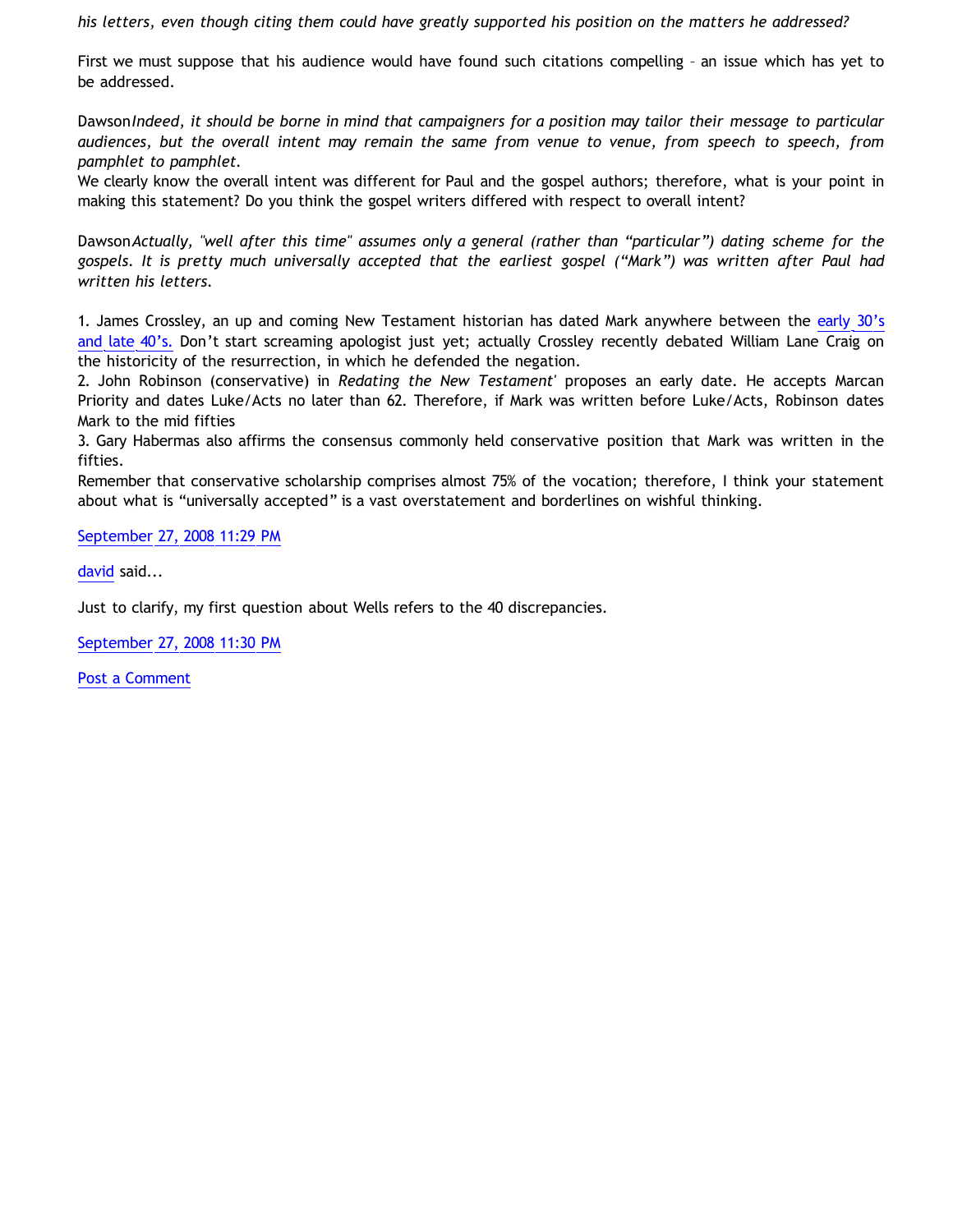*his letters, even though citing them could have greatly supported his position on the matters he addressed?*

First we must suppose that his audience would have found such citations compelling – an issue which has yet to be addressed.

Dawson*Indeed, it should be borne in mind that campaigners for a position may tailor their message to particular audiences, but the overall intent may remain the same from venue to venue, from speech to speech, from pamphlet to pamphlet.*
We clearly know the overall intent was different for Paul and the gospel authors; therefore, what is your point in making this statement? Do you think the gospel writers differed with respect to overall intent?

Dawson*Actually, "well after this time" assumes only a general (rather than "particular") dating scheme for the gospels. It is pretty much universally accepted that the earliest gospel ("Mark") was written after Paul had written his letters.*

1. James Crossley, an up and coming New Testament historian has dated Mark anywhere between the early 30's and late 40's. Don't start screaming apologist just yet; actually Crossley recently debated William Lane Craig on the historicity of the resurrection, in which he defended the negation.
2. John Robinson (conservative) in *Redating the New Testament'* proposes an early date. He accepts Marcan Priority and dates Luke/Acts no later than 62. Therefore, if Mark was written before Luke/Acts, Robinson dates Mark to the mid fifties
3. Gary Habermas also affirms the consensus commonly held conservative position that Mark was written in the fifties.
Remember that conservative scholarship comprises almost 75% of the vocation; therefore, I think your statement about what is "universally accepted" is a vast overstatement and borderlines on wishful thinking.

September 27, 2008 11:29 PM

david said...

Just to clarify, my first question about Wells refers to the 40 discrepancies.

September 27, 2008 11:30 PM

Post a Comment